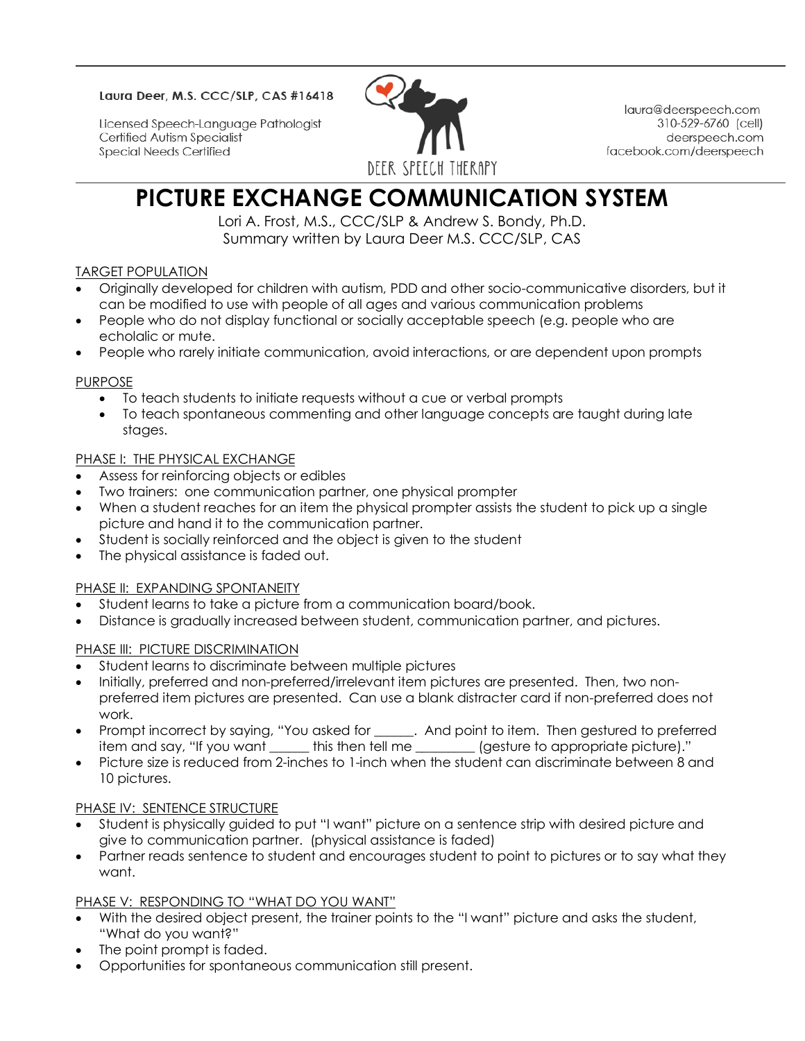Laura Deer, M.S. CCC/SLP, CAS #16418

Licensed Speech-Language Pathologist
Certified Autism Specialist
Special Needs Certified

DEER SPEECH THERAPY

laura@deerspeech.com
310-529-6760 (cell)
deerspeech.com
facebook.com/deerspeech

# PICTURE EXCHANGE COMMUNICATION SYSTEM

Lori A. Frost, M.S., CCC/SLP & Andrew S. Bondy, Ph.D.
Summary written by Laura Deer M.S. CCC/SLP, CAS

## TARGET POPULATION

- Originally developed for children with autism, PDD and other socio-communicative disorders, but it can be modified to use with people of all ages and various communication problems
- People who do not display functional or socially acceptable speech (e.g. people who are echolalic or mute.
- People who rarely initiate communication, avoid interactions, or are dependent upon prompts

## PURPOSE

- To teach students to initiate requests without a cue or verbal prompts
- To teach spontaneous commenting and other language concepts are taught during late stages.

## PHASE I: THE PHYSICAL EXCHANGE

- Assess for reinforcing objects or edibles
- Two trainers: one communication partner, one physical prompter
- When a student reaches for an item the physical prompter assists the student to pick up a single picture and hand it to the communication partner.
- Student is socially reinforced and the object is given to the student
- The physical assistance is faded out.

## PHASE II: EXPANDING SPONTANEITY

- Student learns to take a picture from a communication board/book.
- Distance is gradually increased between student, communication partner, and pictures.

## PHASE III: PICTURE DISCRIMINATION

- Student learns to discriminate between multiple pictures
- Initially, preferred and non-preferred/irrelevant item pictures are presented. Then, two non-preferred item pictures are presented. Can use a blank distracter card if non-preferred does not work.
- Prompt incorrect by saying, "You asked for ______. And point to item. Then gestured to preferred item and say, "If you want ______ this then tell me _________ (gesture to appropriate picture)."
- Picture size is reduced from 2-inches to 1-inch when the student can discriminate between 8 and 10 pictures.

## PHASE IV: SENTENCE STRUCTURE

- Student is physically guided to put "I want" picture on a sentence strip with desired picture and give to communication partner. (physical assistance is faded)
- Partner reads sentence to student and encourages student to point to pictures or to say what they want.

## PHASE V: RESPONDING TO "WHAT DO YOU WANT"

- With the desired object present, the trainer points to the "I want" picture and asks the student, "What do you want?"
- The point prompt is faded.
- Opportunities for spontaneous communication still present.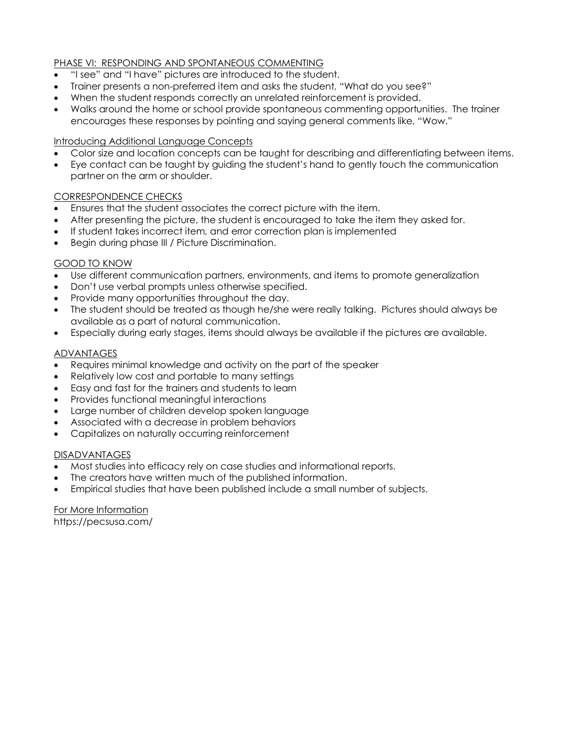## PHASE VI: RESPONDING AND SPONTANEOUS COMMENTING

- "I see" and "I have" pictures are introduced to the student.
- Trainer presents a non-preferred item and asks the student, "What do you see?"
- When the student responds correctly an unrelated reinforcement is provided.
- Walks around the home or school provide spontaneous commenting opportunities. The trainer encourages these responses by pointing and saying general comments like, "Wow."

### Introducing Additional Language Concepts

- Color size and location concepts can be taught for describing and differentiating between items.
- Eye contact can be taught by guiding the student's hand to gently touch the communication partner on the arm or shoulder.

## CORRESPONDENCE CHECKS

- Ensures that the student associates the correct picture with the item.
- After presenting the picture, the student is encouraged to take the item they asked for.
- If student takes incorrect item, and error correction plan is implemented
- Begin during phase III / Picture Discrimination.

## GOOD TO KNOW

- Use different communication partners, environments, and items to promote generalization
- Don't use verbal prompts unless otherwise specified.
- Provide many opportunities throughout the day.
- The student should be treated as though he/she were really talking. Pictures should always be available as a part of natural communication.
- Especially during early stages, items should always be available if the pictures are available.

## ADVANTAGES

- Requires minimal knowledge and activity on the part of the speaker
- Relatively low cost and portable to many settings
- Easy and fast for the trainers and students to learn
- Provides functional meaningful interactions
- Large number of children develop spoken language
- Associated with a decrease in problem behaviors
- Capitalizes on naturally occurring reinforcement

## DISADVANTAGES

- Most studies into efficacy rely on case studies and informational reports.
- The creators have written much of the published information.
- Empirical studies that have been published include a small number of subjects.

### For More Information

https://pecsusa.com/